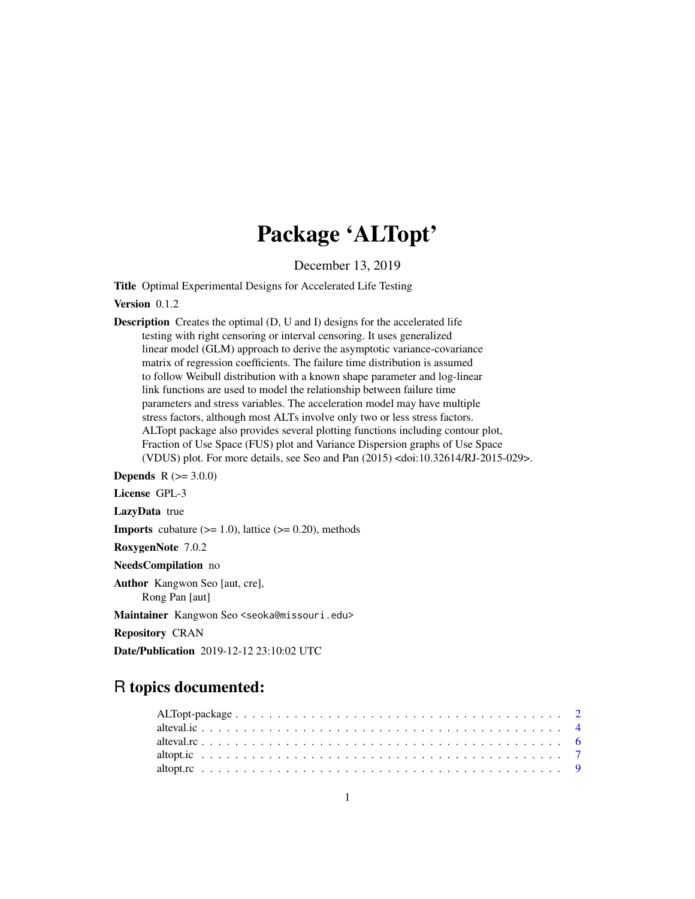# Package 'ALTopt'

December 13, 2019

**Title** Optimal Experimental Designs for Accelerated Life Testing

**Version** 0.1.2

**Description** Creates the optimal (D, U and I) designs for the accelerated life testing with right censoring or interval censoring. It uses generalized linear model (GLM) approach to derive the asymptotic variance-covariance matrix of regression coefficients. The failure time distribution is assumed to follow Weibull distribution with a known shape parameter and log-linear link functions are used to model the relationship between failure time parameters and stress variables. The acceleration model may have multiple stress factors, although most ALTs involve only two or less stress factors. ALTopt package also provides several plotting functions including contour plot, Fraction of Use Space (FUS) plot and Variance Dispersion graphs of Use Space (VDUS) plot. For more details, see Seo and Pan (2015) <doi:10.32614/RJ-2015-029>.

**Depends** R (>= 3.0.0)

**License** GPL-3

**LazyData** true

**Imports** cubature (>= 1.0), lattice (>= 0.20), methods

**RoxygenNote** 7.0.2

**NeedsCompilation** no

**Author** Kangwon Seo [aut, cre], Rong Pan [aut]

**Maintainer** Kangwon Seo <seoka@missouri.edu>

**Repository** CRAN

**Date/Publication** 2019-12-12 23:10:02 UTC

## R topics documented:

| | |
|---|---|
| ALTopt-package | 2 |
| alteval.ic | 4 |
| alteval.rc | 6 |
| altopt.ic | 7 |
| altopt.rc | 9 |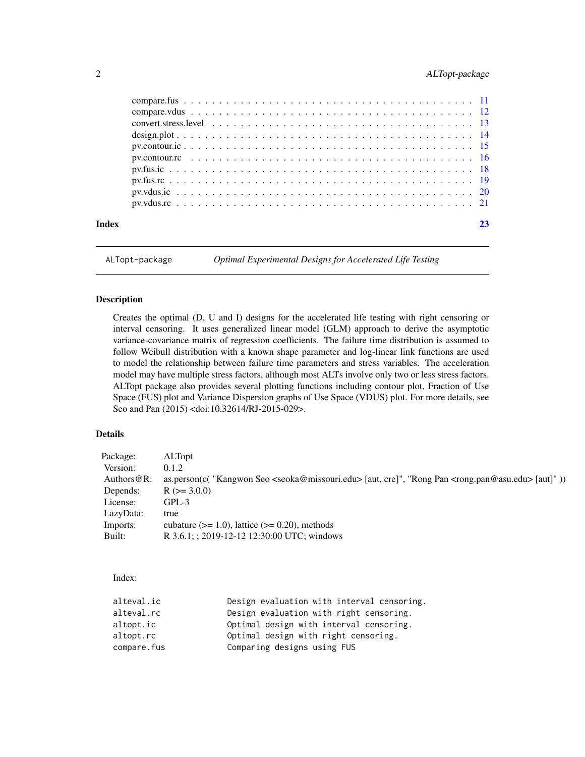| | |
|---|---|
| compare.fus | 11 |
| compare.vdus | 12 |
| convert.stress.level | 13 |
| design.plot | 14 |
| pv.contour.ic | 15 |
| pv.contour.rc | 16 |
| pv.fus.ic | 18 |
| pv.fus.rc | 19 |
| pv.vdus.ic | 20 |
| pv.vdus.rc | 21 |
| **Index** | **23** |

## ALTopt-package — *Optimal Experimental Designs for Accelerated Life Testing*

### Description

Creates the optimal (D, U and I) designs for the accelerated life testing with right censoring or interval censoring. It uses generalized linear model (GLM) approach to derive the asymptotic variance-covariance matrix of regression coefficients. The failure time distribution is assumed to follow Weibull distribution with a known shape parameter and log-linear link functions are used to model the relationship between failure time parameters and stress variables. The acceleration model may have multiple stress factors, although most ALTs involve only two or less stress factors. ALTopt package also provides several plotting functions including contour plot, Fraction of Use Space (FUS) plot and Variance Dispersion graphs of Use Space (VDUS) plot. For more details, see Seo and Pan (2015) <doi:10.32614/RJ-2015-029>.

### Details

| | |
|---|---|
| Package: | ALTopt |
| Version: | 0.1.2 |
| Authors@R: | as.person(c( "Kangwon Seo <seoka@missouri.edu> [aut, cre]", "Rong Pan <rong.pan@asu.edu> [aut]" )) |
| Depends: | R (>= 3.0.0) |
| License: | GPL-3 |
| LazyData: | true |
| Imports: | cubature (>= 1.0), lattice (>= 0.20), methods |
| Built: | R 3.6.1; ; 2019-12-12 12:30:00 UTC; windows |

Index:

```
alteval.ic              Design evaluation with interval censoring.
alteval.rc              Design evaluation with right censoring.
altopt.ic               Optimal design with interval censoring.
altopt.rc               Optimal design with right censoring.
compare.fus             Comparing designs using FUS
```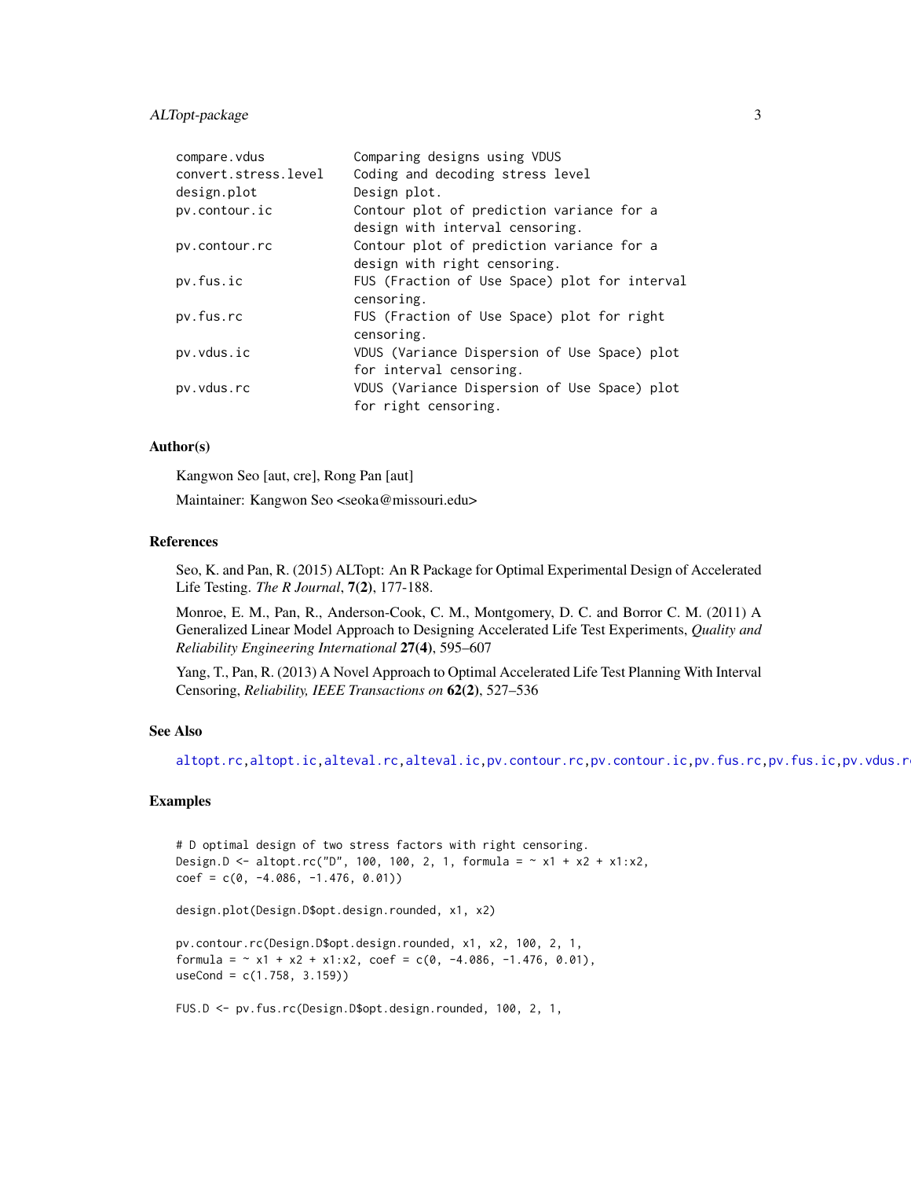```
compare.vdus            Comparing designs using VDUS
convert.stress.level    Coding and decoding stress level
design.plot             Design plot.
pv.contour.ic           Contour plot of prediction variance for a
                        design with interval censoring.
pv.contour.rc           Contour plot of prediction variance for a
                        design with right censoring.
pv.fus.ic               FUS (Fraction of Use Space) plot for interval
                        censoring.
pv.fus.rc               FUS (Fraction of Use Space) plot for right
                        censoring.
pv.vdus.ic              VDUS (Variance Dispersion of Use Space) plot
                        for interval censoring.
pv.vdus.rc              VDUS (Variance Dispersion of Use Space) plot
                        for right censoring.
```

### Author(s)

Kangwon Seo [aut, cre], Rong Pan [aut]

Maintainer: Kangwon Seo <seoka@missouri.edu>

### References

Seo, K. and Pan, R. (2015) ALTopt: An R Package for Optimal Experimental Design of Accelerated Life Testing. *The R Journal*, **7(2)**, 177-188.

Monroe, E. M., Pan, R., Anderson-Cook, C. M., Montgomery, D. C. and Borror C. M. (2011) A Generalized Linear Model Approach to Designing Accelerated Life Test Experiments, *Quality and Reliability Engineering International* **27(4)**, 595–607

Yang, T., Pan, R. (2013) A Novel Approach to Optimal Accelerated Life Test Planning With Interval Censoring, *Reliability, IEEE Transactions on* **62(2)**, 527–536

### See Also

altopt.rc, altopt.ic, alteval.rc, alteval.ic, pv.contour.rc, pv.contour.ic, pv.fus.rc, pv.fus.ic, pv.vdus.r

### Examples

```
# D optimal design of two stress factors with right censoring.
Design.D <- altopt.rc("D", 100, 100, 2, 1, formula = ~ x1 + x2 + x1:x2,
coef = c(0, -4.086, -1.476, 0.01))

design.plot(Design.D$opt.design.rounded, x1, x2)

pv.contour.rc(Design.D$opt.design.rounded, x1, x2, 100, 2, 1,
formula = ~ x1 + x2 + x1:x2, coef = c(0, -4.086, -1.476, 0.01),
useCond = c(1.758, 3.159))

FUS.D <- pv.fus.rc(Design.D$opt.design.rounded, 100, 2, 1,
```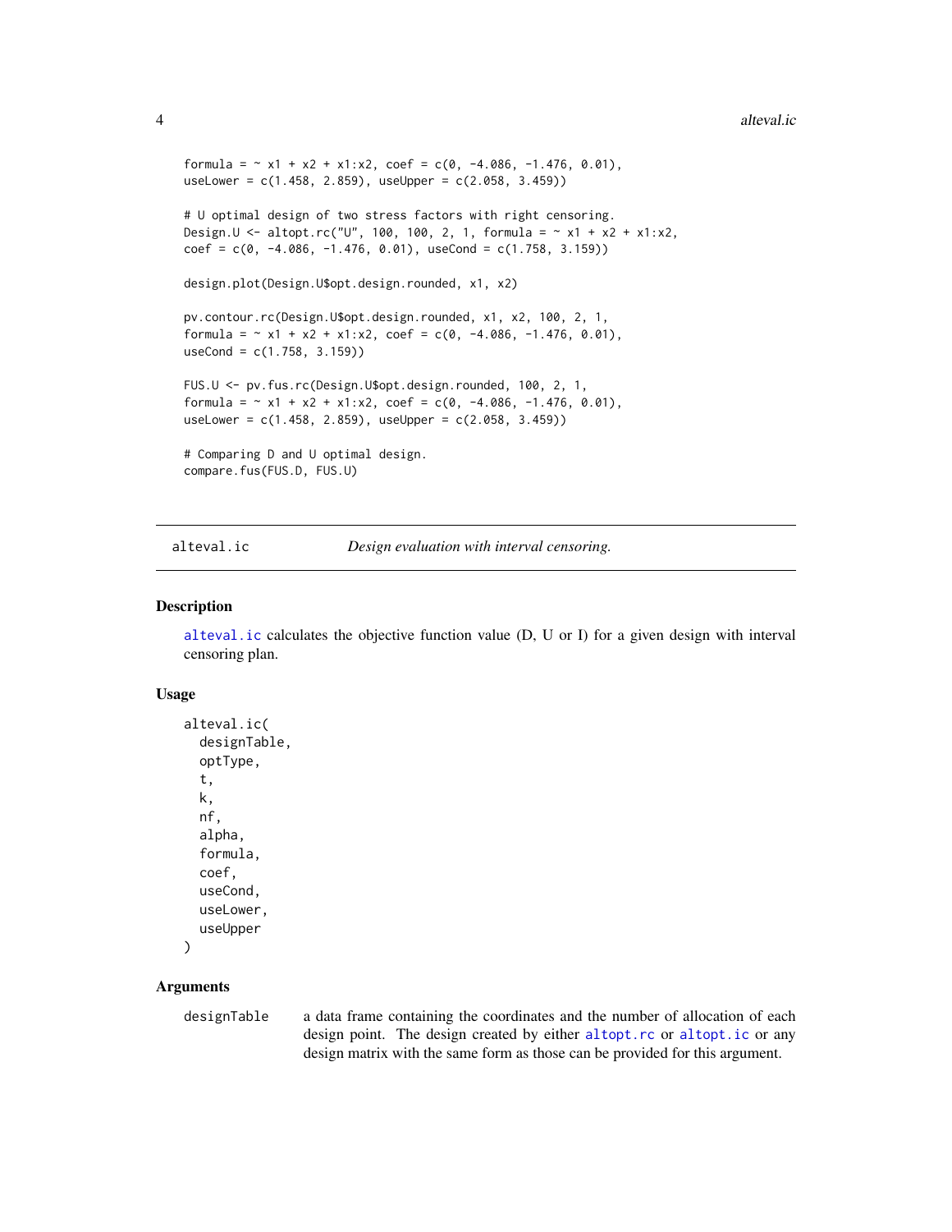```
formula = ~ x1 + x2 + x1:x2, coef = c(0, -4.086, -1.476, 0.01),
useLower = c(1.458, 2.859), useUpper = c(2.058, 3.459))

# U optimal design of two stress factors with right censoring.
Design.U <- altopt.rc("U", 100, 100, 2, 1, formula = ~ x1 + x2 + x1:x2,
coef = c(0, -4.086, -1.476, 0.01), useCond = c(1.758, 3.159))

design.plot(Design.U$opt.design.rounded, x1, x2)

pv.contour.rc(Design.U$opt.design.rounded, x1, x2, 100, 2, 1,
formula = ~ x1 + x2 + x1:x2, coef = c(0, -4.086, -1.476, 0.01),
useCond = c(1.758, 3.159))

FUS.U <- pv.fus.rc(Design.U$opt.design.rounded, 100, 2, 1,
formula = ~ x1 + x2 + x1:x2, coef = c(0, -4.086, -1.476, 0.01),
useLower = c(1.458, 2.859), useUpper = c(2.058, 3.459))

# Comparing D and U optimal design.
compare.fus(FUS.D, FUS.U)
```

---

## alteval.ic — *Design evaluation with interval censoring.*

### Description

alteval.ic calculates the objective function value (D, U or I) for a given design with interval censoring plan.

### Usage

```
alteval.ic(
  designTable,
  optType,
  t,
  k,
  nf,
  alpha,
  formula,
  coef,
  useCond,
  useLower,
  useUpper
)
```

### Arguments

designTable — a data frame containing the coordinates and the number of allocation of each design point. The design created by either altopt.rc or altopt.ic or any design matrix with the same form as those can be provided for this argument.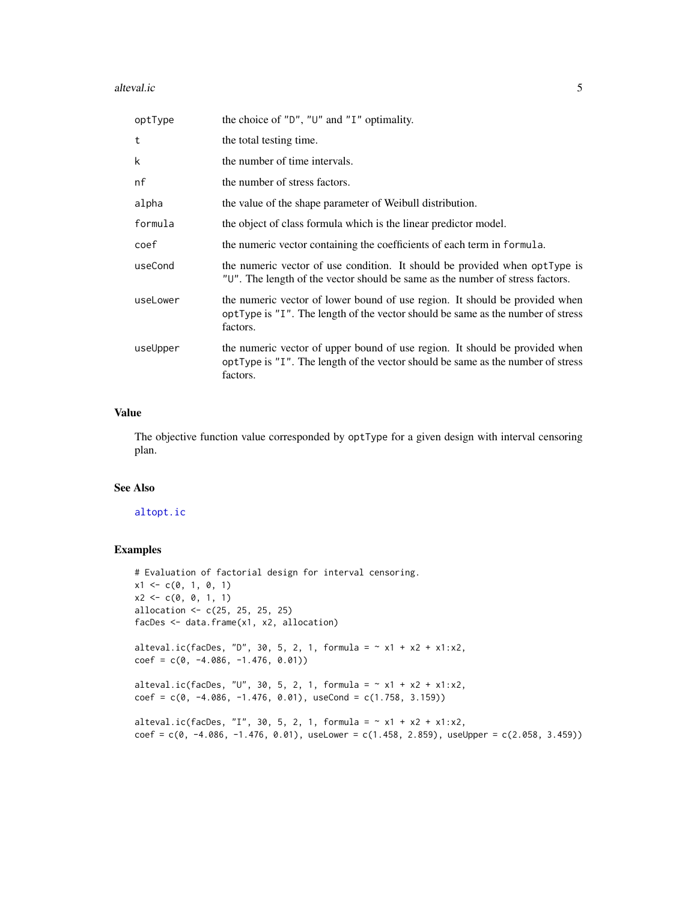| | |
|---|---|
| optType | the choice of "D", "U" and "I" optimality. |
| t | the total testing time. |
| k | the number of time intervals. |
| nf | the number of stress factors. |
| alpha | the value of the shape parameter of Weibull distribution. |
| formula | the object of class formula which is the linear predictor model. |
| coef | the numeric vector containing the coefficients of each term in formula. |
| useCond | the numeric vector of use condition. It should be provided when optType is "U". The length of the vector should be same as the number of stress factors. |
| useLower | the numeric vector of lower bound of use region. It should be provided when optType is "I". The length of the vector should be same as the number of stress factors. |
| useUpper | the numeric vector of upper bound of use region. It should be provided when optType is "I". The length of the vector should be same as the number of stress factors. |

## Value

The objective function value corresponded by optType for a given design with interval censoring plan.

## See Also

altopt.ic

## Examples

```
# Evaluation of factorial design for interval censoring.
x1 <- c(0, 1, 0, 1)
x2 <- c(0, 0, 1, 1)
allocation <- c(25, 25, 25, 25)
facDes <- data.frame(x1, x2, allocation)

alteval.ic(facDes, "D", 30, 5, 2, 1, formula = ~ x1 + x2 + x1:x2,
coef = c(0, -4.086, -1.476, 0.01))

alteval.ic(facDes, "U", 30, 5, 2, 1, formula = ~ x1 + x2 + x1:x2,
coef = c(0, -4.086, -1.476, 0.01), useCond = c(1.758, 3.159))

alteval.ic(facDes, "I", 30, 5, 2, 1, formula = ~ x1 + x2 + x1:x2,
coef = c(0, -4.086, -1.476, 0.01), useLower = c(1.458, 2.859), useUpper = c(2.058, 3.459))
```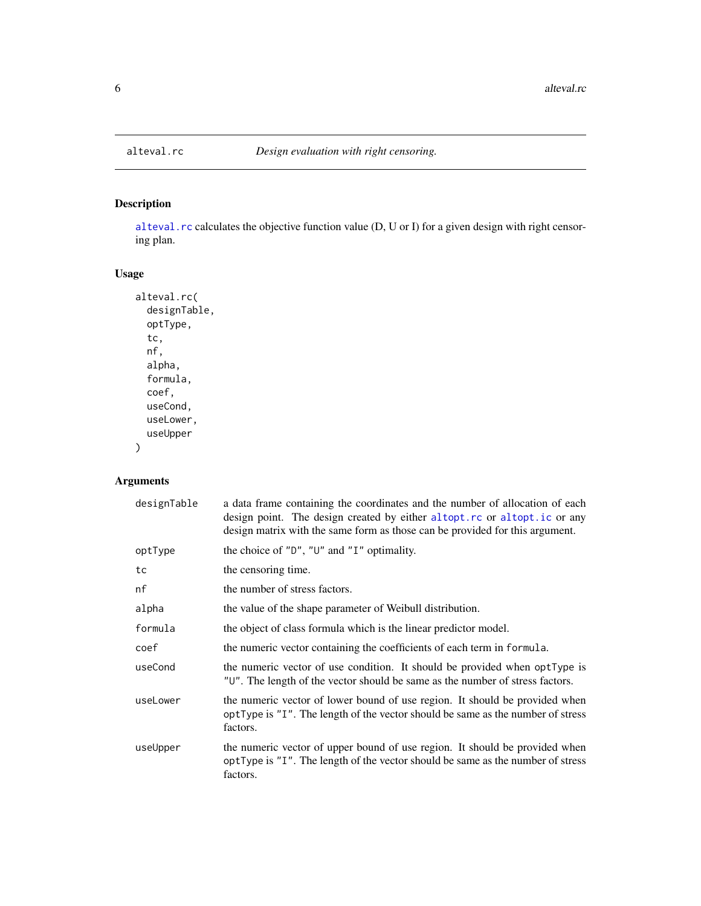# alteval.rc — *Design evaluation with right censoring.*

## Description

alteval.rc calculates the objective function value (D, U or I) for a given design with right censoring plan.

## Usage

```
alteval.rc(
  designTable,
  optType,
  tc,
  nf,
  alpha,
  formula,
  coef,
  useCond,
  useLower,
  useUpper
)
```

## Arguments

| Argument | Description |
|---|---|
| designTable | a data frame containing the coordinates and the number of allocation of each design point. The design created by either altopt.rc or altopt.ic or any design matrix with the same form as those can be provided for this argument. |
| optType | the choice of "D", "U" and "I" optimality. |
| tc | the censoring time. |
| nf | the number of stress factors. |
| alpha | the value of the shape parameter of Weibull distribution. |
| formula | the object of class formula which is the linear predictor model. |
| coef | the numeric vector containing the coefficients of each term in formula. |
| useCond | the numeric vector of use condition. It should be provided when optType is "U". The length of the vector should be same as the number of stress factors. |
| useLower | the numeric vector of lower bound of use region. It should be provided when optType is "I". The length of the vector should be same as the number of stress factors. |
| useUpper | the numeric vector of upper bound of use region. It should be provided when optType is "I". The length of the vector should be same as the number of stress factors. |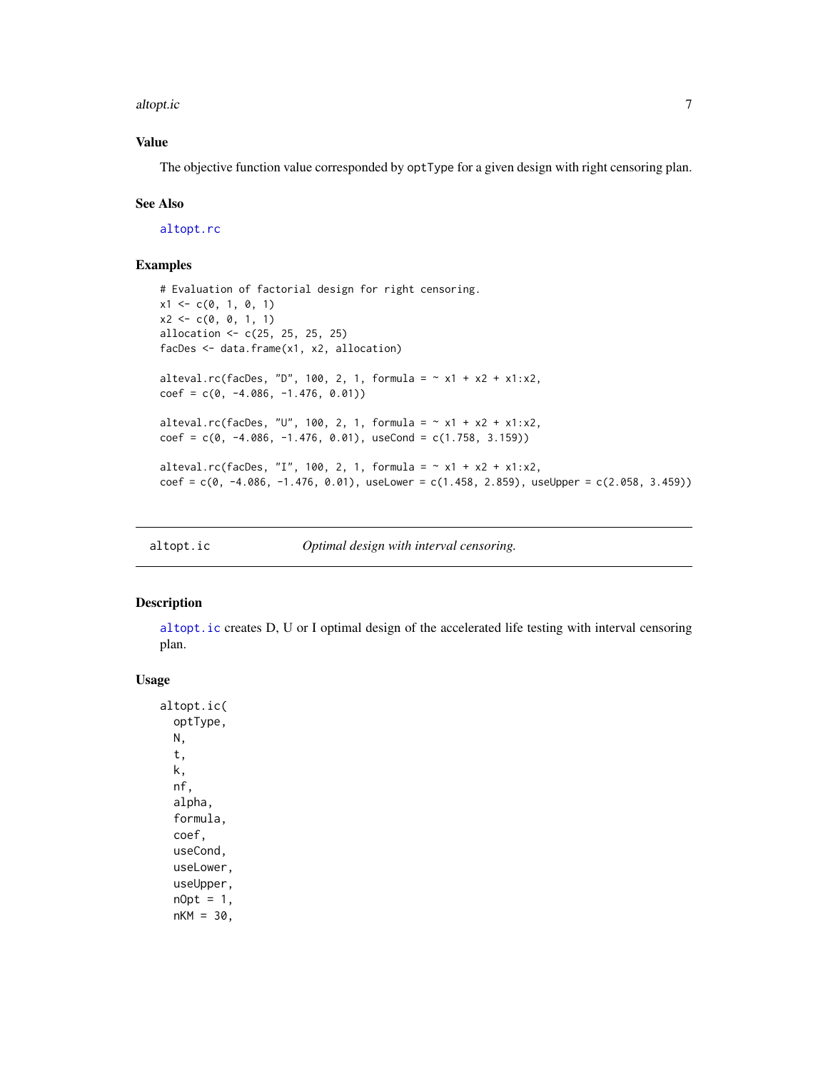## Value

The objective function value corresponded by `optType` for a given design with right censoring plan.

## See Also

`altopt.rc`

## Examples

```
# Evaluation of factorial design for right censoring.
x1 <- c(0, 1, 0, 1)
x2 <- c(0, 0, 1, 1)
allocation <- c(25, 25, 25, 25)
facDes <- data.frame(x1, x2, allocation)

alteval.rc(facDes, "D", 100, 2, 1, formula = ~ x1 + x2 + x1:x2,
coef = c(0, -4.086, -1.476, 0.01))

alteval.rc(facDes, "U", 100, 2, 1, formula = ~ x1 + x2 + x1:x2,
coef = c(0, -4.086, -1.476, 0.01), useCond = c(1.758, 3.159))

alteval.rc(facDes, "I", 100, 2, 1, formula = ~ x1 + x2 + x1:x2,
coef = c(0, -4.086, -1.476, 0.01), useLower = c(1.458, 2.859), useUpper = c(2.058, 3.459))
```

---

# altopt.ic — *Optimal design with interval censoring.*

## Description

`altopt.ic` creates D, U or I optimal design of the accelerated life testing with interval censoring plan.

## Usage

```
altopt.ic(
  optType,
  N,
  t,
  k,
  nf,
  alpha,
  formula,
  coef,
  useCond,
  useLower,
  useUpper,
  nOpt = 1,
  nKM = 30,
```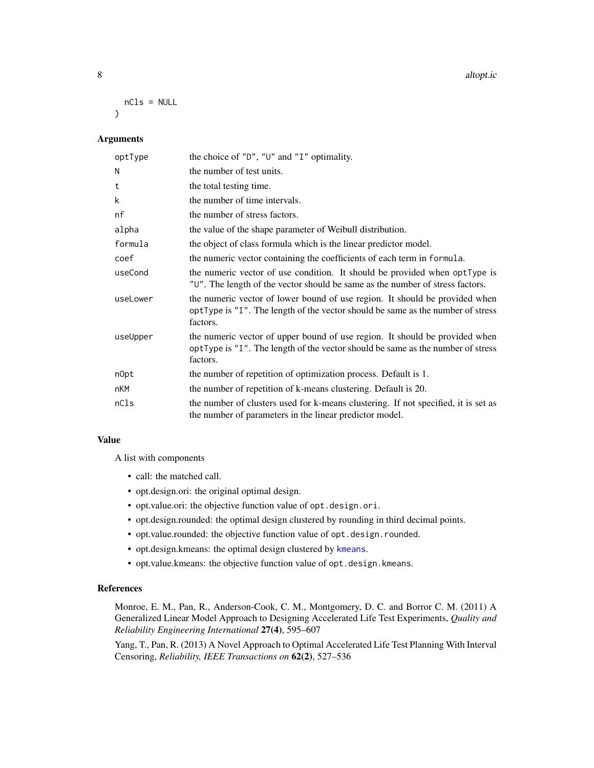```
  nCls = NULL
)
```

## Arguments

| | |
|---|---|
| optType | the choice of "D", "U" and "I" optimality. |
| N | the number of test units. |
| t | the total testing time. |
| k | the number of time intervals. |
| nf | the number of stress factors. |
| alpha | the value of the shape parameter of Weibull distribution. |
| formula | the object of class formula which is the linear predictor model. |
| coef | the numeric vector containing the coefficients of each term in `formula`. |
| useCond | the numeric vector of use condition. It should be provided when `optType` is "U". The length of the vector should be same as the number of stress factors. |
| useLower | the numeric vector of lower bound of use region. It should be provided when `optType` is "I". The length of the vector should be same as the number of stress factors. |
| useUpper | the numeric vector of upper bound of use region. It should be provided when `optType` is "I". The length of the vector should be same as the number of stress factors. |
| nOpt | the number of repetition of optimization process. Default is 1. |
| nKM | the number of repetition of k-means clustering. Default is 20. |
| nCls | the number of clusters used for k-means clustering. If not specified, it is set as the number of parameters in the linear predictor model. |

## Value

A list with components

- call: the matched call.
- opt.design.ori: the original optimal design.
- opt.value.ori: the objective function value of `opt.design.ori`.
- opt.design.rounded: the optimal design clustered by rounding in third decimal points.
- opt.value.rounded: the objective function value of `opt.design.rounded`.
- opt.design.kmeans: the optimal design clustered by `kmeans`.
- opt.value.kmeans: the objective function value of `opt.design.kmeans`.

## References

Monroe, E. M., Pan, R., Anderson-Cook, C. M., Montgomery, D. C. and Borror C. M. (2011) A Generalized Linear Model Approach to Designing Accelerated Life Test Experiments, *Quality and Reliability Engineering International* **27(4)**, 595–607

Yang, T., Pan, R. (2013) A Novel Approach to Optimal Accelerated Life Test Planning With Interval Censoring, *Reliability, IEEE Transactions on* **62(2)**, 527–536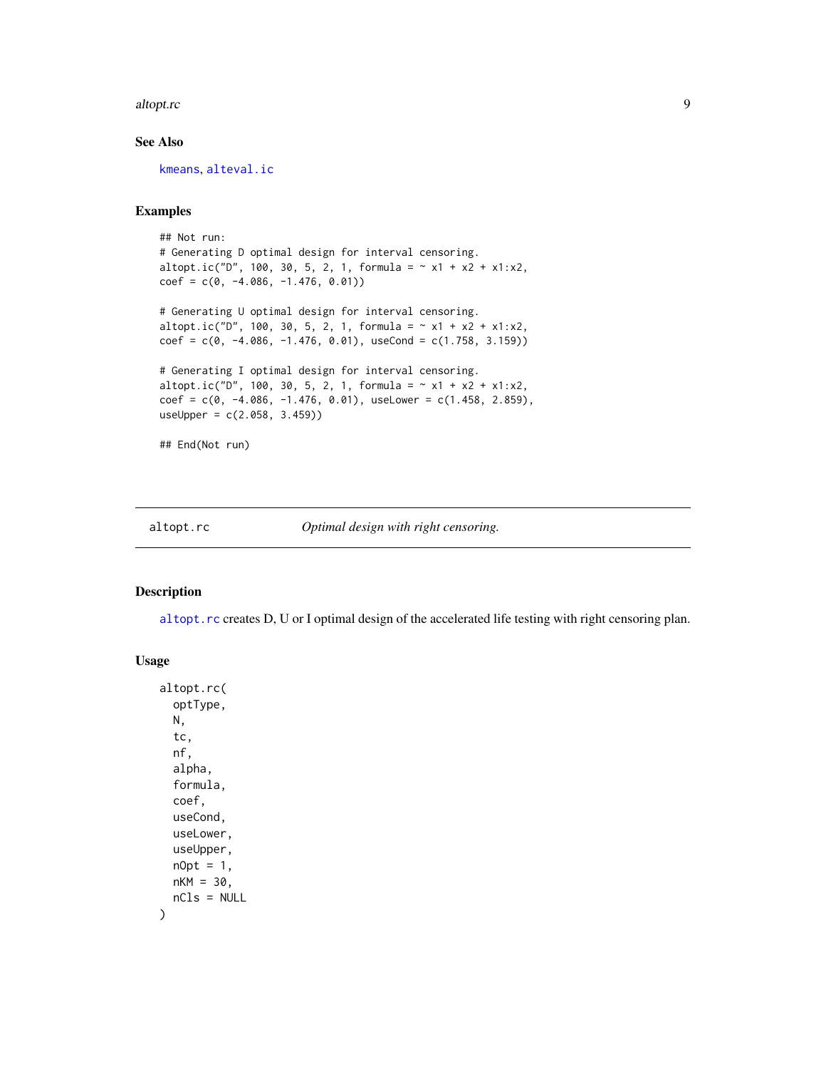### See Also

kmeans, alteval.ic

### Examples

```
## Not run:
# Generating D optimal design for interval censoring.
altopt.ic("D", 100, 30, 5, 2, 1, formula = ~ x1 + x2 + x1:x2,
coef = c(0, -4.086, -1.476, 0.01))

# Generating U optimal design for interval censoring.
altopt.ic("D", 100, 30, 5, 2, 1, formula = ~ x1 + x2 + x1:x2,
coef = c(0, -4.086, -1.476, 0.01), useCond = c(1.758, 3.159))

# Generating I optimal design for interval censoring.
altopt.ic("D", 100, 30, 5, 2, 1, formula = ~ x1 + x2 + x1:x2,
coef = c(0, -4.086, -1.476, 0.01), useLower = c(1.458, 2.859),
useUpper = c(2.058, 3.459))

## End(Not run)
```

---

## altopt.rc *Optimal design with right censoring.*

---

### Description

altopt.rc creates D, U or I optimal design of the accelerated life testing with right censoring plan.

### Usage

```
altopt.rc(
  optType,
  N,
  tc,
  nf,
  alpha,
  formula,
  coef,
  useCond,
  useLower,
  useUpper,
  nOpt = 1,
  nKM = 30,
  nCls = NULL
)
```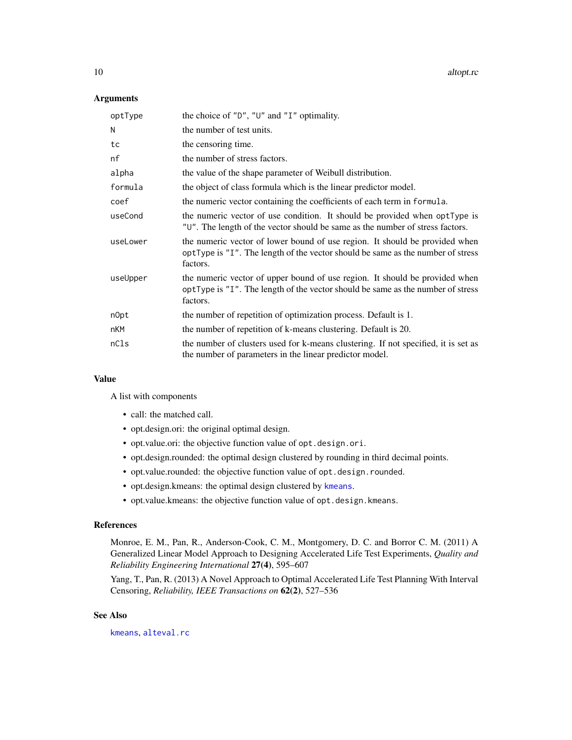### Arguments

| | |
|---|---|
| `optType` | the choice of `"D"`, `"U"` and `"I"` optimality. |
| `N` | the number of test units. |
| `tc` | the censoring time. |
| `nf` | the number of stress factors. |
| `alpha` | the value of the shape parameter of Weibull distribution. |
| `formula` | the object of class formula which is the linear predictor model. |
| `coef` | the numeric vector containing the coefficients of each term in `formula`. |
| `useCond` | the numeric vector of use condition. It should be provided when `optType` is `"U"`. The length of the vector should be same as the number of stress factors. |
| `useLower` | the numeric vector of lower bound of use region. It should be provided when `optType` is `"I"`. The length of the vector should be same as the number of stress factors. |
| `useUpper` | the numeric vector of upper bound of use region. It should be provided when `optType` is `"I"`. The length of the vector should be same as the number of stress factors. |
| `nOpt` | the number of repetition of optimization process. Default is 1. |
| `nKM` | the number of repetition of k-means clustering. Default is 20. |
| `nCls` | the number of clusters used for k-means clustering. If not specified, it is set as the number of parameters in the linear predictor model. |

### Value

A list with components

- call: the matched call.
- opt.design.ori: the original optimal design.
- opt.value.ori: the objective function value of `opt.design.ori`.
- opt.design.rounded: the optimal design clustered by rounding in third decimal points.
- opt.value.rounded: the objective function value of `opt.design.rounded`.
- opt.design.kmeans: the optimal design clustered by `kmeans`.
- opt.value.kmeans: the objective function value of `opt.design.kmeans`.

### References

Monroe, E. M., Pan, R., Anderson-Cook, C. M., Montgomery, D. C. and Borror C. M. (2011) A Generalized Linear Model Approach to Designing Accelerated Life Test Experiments, *Quality and Reliability Engineering International* **27(4)**, 595–607

Yang, T., Pan, R. (2013) A Novel Approach to Optimal Accelerated Life Test Planning With Interval Censoring, *Reliability, IEEE Transactions on* **62(2)**, 527–536

### See Also

`kmeans`, `alteval.rc`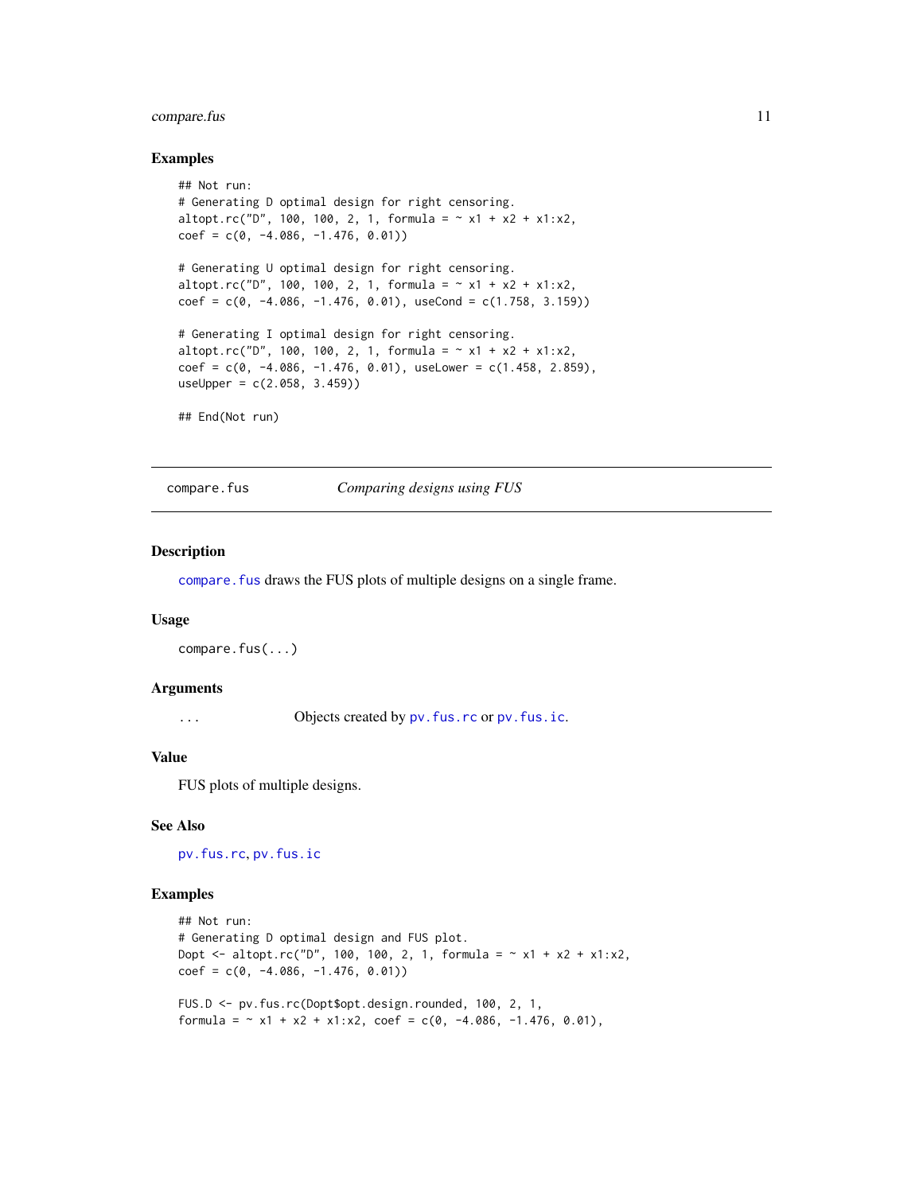### Examples

```
## Not run:
# Generating D optimal design for right censoring.
altopt.rc("D", 100, 100, 2, 1, formula = ~ x1 + x2 + x1:x2,
coef = c(0, -4.086, -1.476, 0.01))

# Generating U optimal design for right censoring.
altopt.rc("D", 100, 100, 2, 1, formula = ~ x1 + x2 + x1:x2,
coef = c(0, -4.086, -1.476, 0.01), useCond = c(1.758, 3.159))

# Generating I optimal design for right censoring.
altopt.rc("D", 100, 100, 2, 1, formula = ~ x1 + x2 + x1:x2,
coef = c(0, -4.086, -1.476, 0.01), useLower = c(1.458, 2.859),
useUpper = c(2.058, 3.459))

## End(Not run)
```

---

## compare.fus — *Comparing designs using FUS*

### Description

compare.fus draws the FUS plots of multiple designs on a single frame.

### Usage

```
compare.fus(...)
```

### Arguments

| | |
|---|---|
| ... | Objects created by pv.fus.rc or pv.fus.ic. |

### Value

FUS plots of multiple designs.

### See Also

pv.fus.rc, pv.fus.ic

### Examples

```
## Not run:
# Generating D optimal design and FUS plot.
Dopt <- altopt.rc("D", 100, 100, 2, 1, formula = ~ x1 + x2 + x1:x2,
coef = c(0, -4.086, -1.476, 0.01))

FUS.D <- pv.fus.rc(Dopt$opt.design.rounded, 100, 2, 1,
formula = ~ x1 + x2 + x1:x2, coef = c(0, -4.086, -1.476, 0.01),
```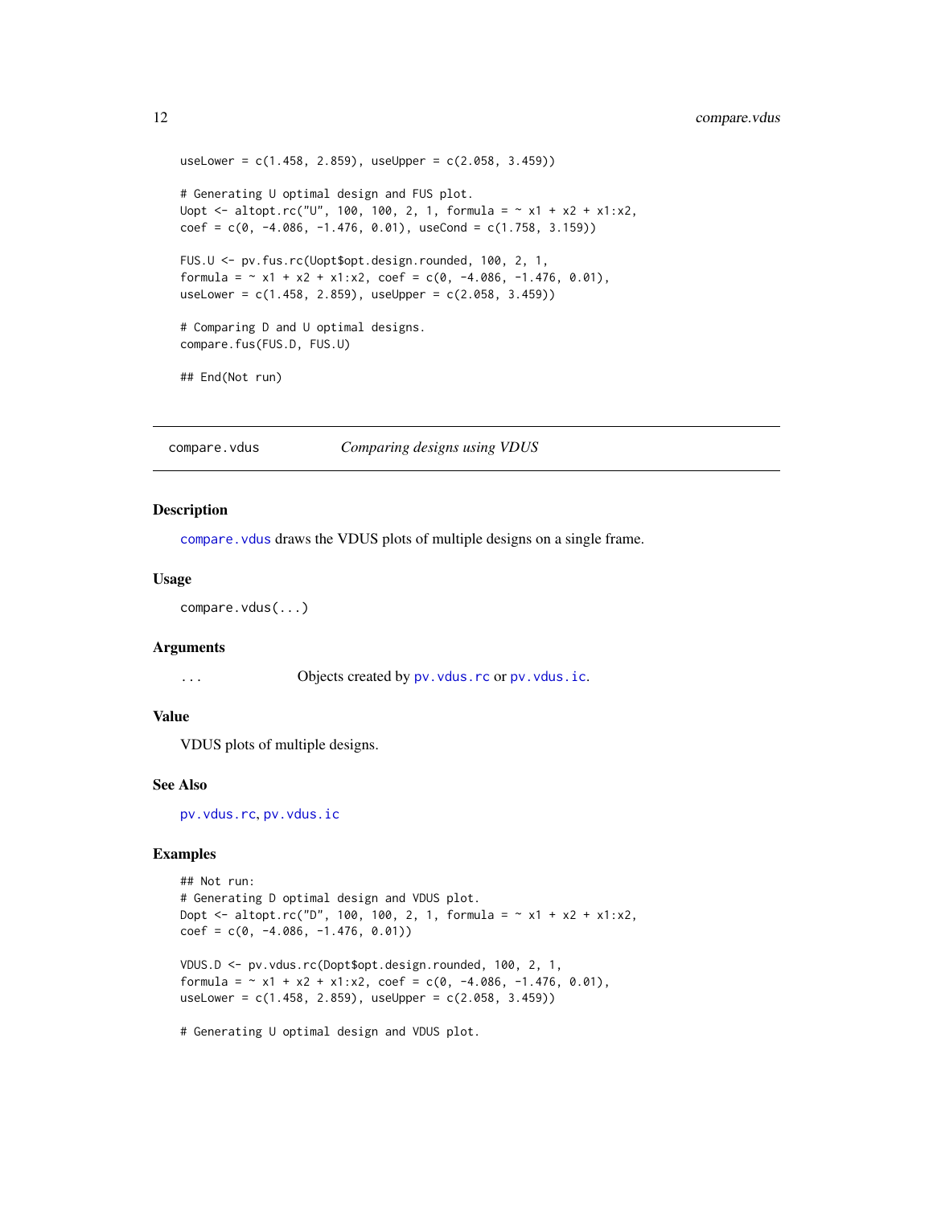```
useLower = c(1.458, 2.859), useUpper = c(2.058, 3.459))

# Generating U optimal design and FUS plot.
Uopt <- altopt.rc("U", 100, 100, 2, 1, formula = ~ x1 + x2 + x1:x2,
coef = c(0, -4.086, -1.476, 0.01), useCond = c(1.758, 3.159))

FUS.U <- pv.fus.rc(Uopt$opt.design.rounded, 100, 2, 1,
formula = ~ x1 + x2 + x1:x2, coef = c(0, -4.086, -1.476, 0.01),
useLower = c(1.458, 2.859), useUpper = c(2.058, 3.459))

# Comparing D and U optimal designs.
compare.fus(FUS.D, FUS.U)

## End(Not run)
```

---

`compare.vdus` *Comparing designs using VDUS*

---

## Description

`compare.vdus` draws the VDUS plots of multiple designs on a single frame.

## Usage

```
compare.vdus(...)
```

## Arguments

`...` Objects created by `pv.vdus.rc` or `pv.vdus.ic`.

## Value

VDUS plots of multiple designs.

## See Also

`pv.vdus.rc`, `pv.vdus.ic`

## Examples

```
## Not run:
# Generating D optimal design and VDUS plot.
Dopt <- altopt.rc("D", 100, 100, 2, 1, formula = ~ x1 + x2 + x1:x2,
coef = c(0, -4.086, -1.476, 0.01))

VDUS.D <- pv.vdus.rc(Dopt$opt.design.rounded, 100, 2, 1,
formula = ~ x1 + x2 + x1:x2, coef = c(0, -4.086, -1.476, 0.01),
useLower = c(1.458, 2.859), useUpper = c(2.058, 3.459))

# Generating U optimal design and VDUS plot.
```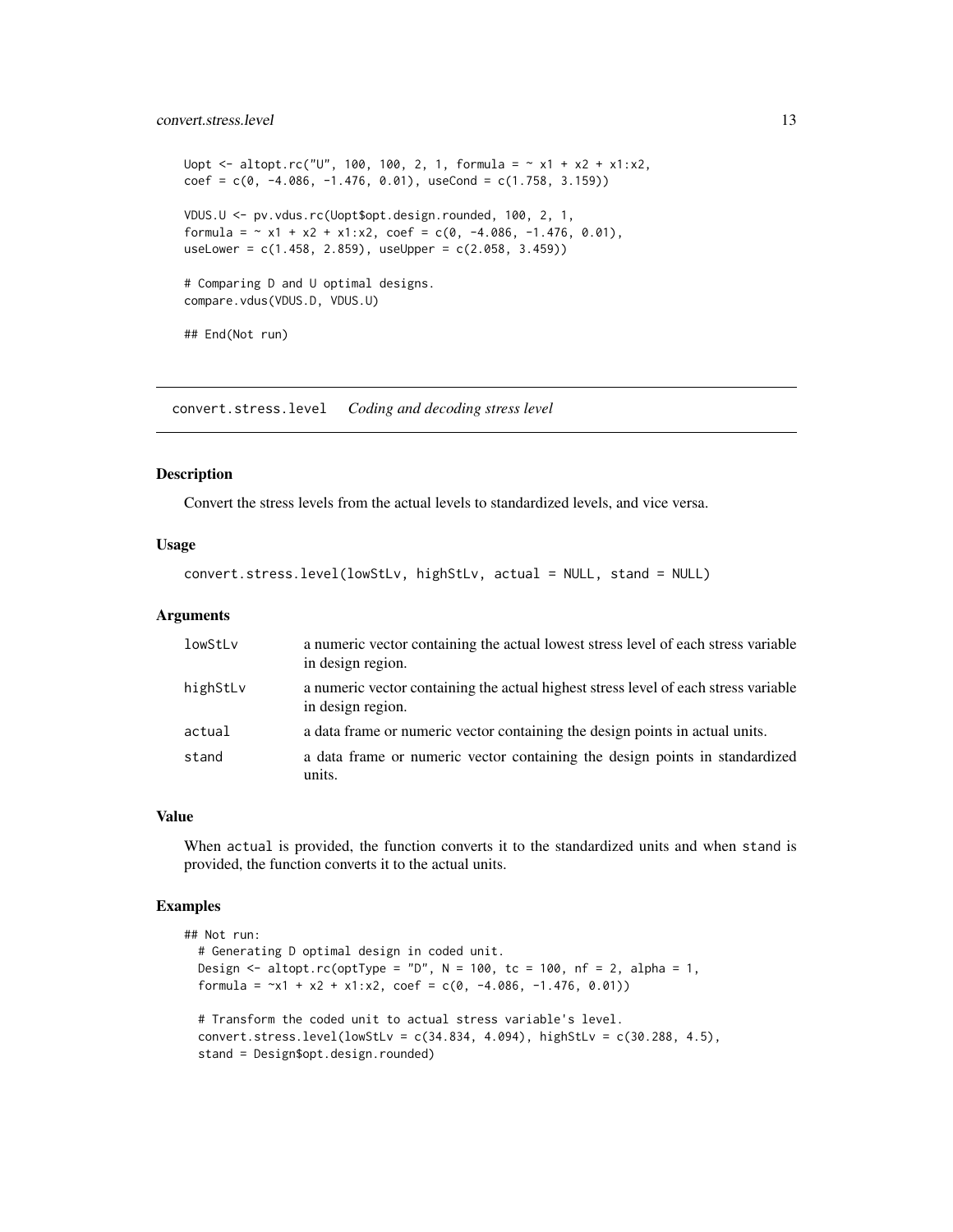```
Uopt <- altopt.rc("U", 100, 100, 2, 1, formula = ~ x1 + x2 + x1:x2,
coef = c(0, -4.086, -1.476, 0.01), useCond = c(1.758, 3.159))

VDUS.U <- pv.vdus.rc(Uopt$opt.design.rounded, 100, 2, 1,
formula = ~ x1 + x2 + x1:x2, coef = c(0, -4.086, -1.476, 0.01),
useLower = c(1.458, 2.859), useUpper = c(2.058, 3.459))

# Comparing D and U optimal designs.
compare.vdus(VDUS.D, VDUS.U)

## End(Not run)
```

---

## convert.stress.level    *Coding and decoding stress level*

### Description

Convert the stress levels from the actual levels to standardized levels, and vice versa.

### Usage

```
convert.stress.level(lowStLv, highStLv, actual = NULL, stand = NULL)
```

### Arguments

| | |
|---|---|
| lowStLv | a numeric vector containing the actual lowest stress level of each stress variable in design region. |
| highStLv | a numeric vector containing the actual highest stress level of each stress variable in design region. |
| actual | a data frame or numeric vector containing the design points in actual units. |
| stand | a data frame or numeric vector containing the design points in standardized units. |

### Value

When `actual` is provided, the function converts it to the standardized units and when `stand` is provided, the function converts it to the actual units.

### Examples

```
## Not run:
  # Generating D optimal design in coded unit.
  Design <- altopt.rc(optType = "D", N = 100, tc = 100, nf = 2, alpha = 1,
  formula = ~x1 + x2 + x1:x2, coef = c(0, -4.086, -1.476, 0.01))

  # Transform the coded unit to actual stress variable's level.
  convert.stress.level(lowStLv = c(34.834, 4.094), highStLv = c(30.288, 4.5),
  stand = Design$opt.design.rounded)
```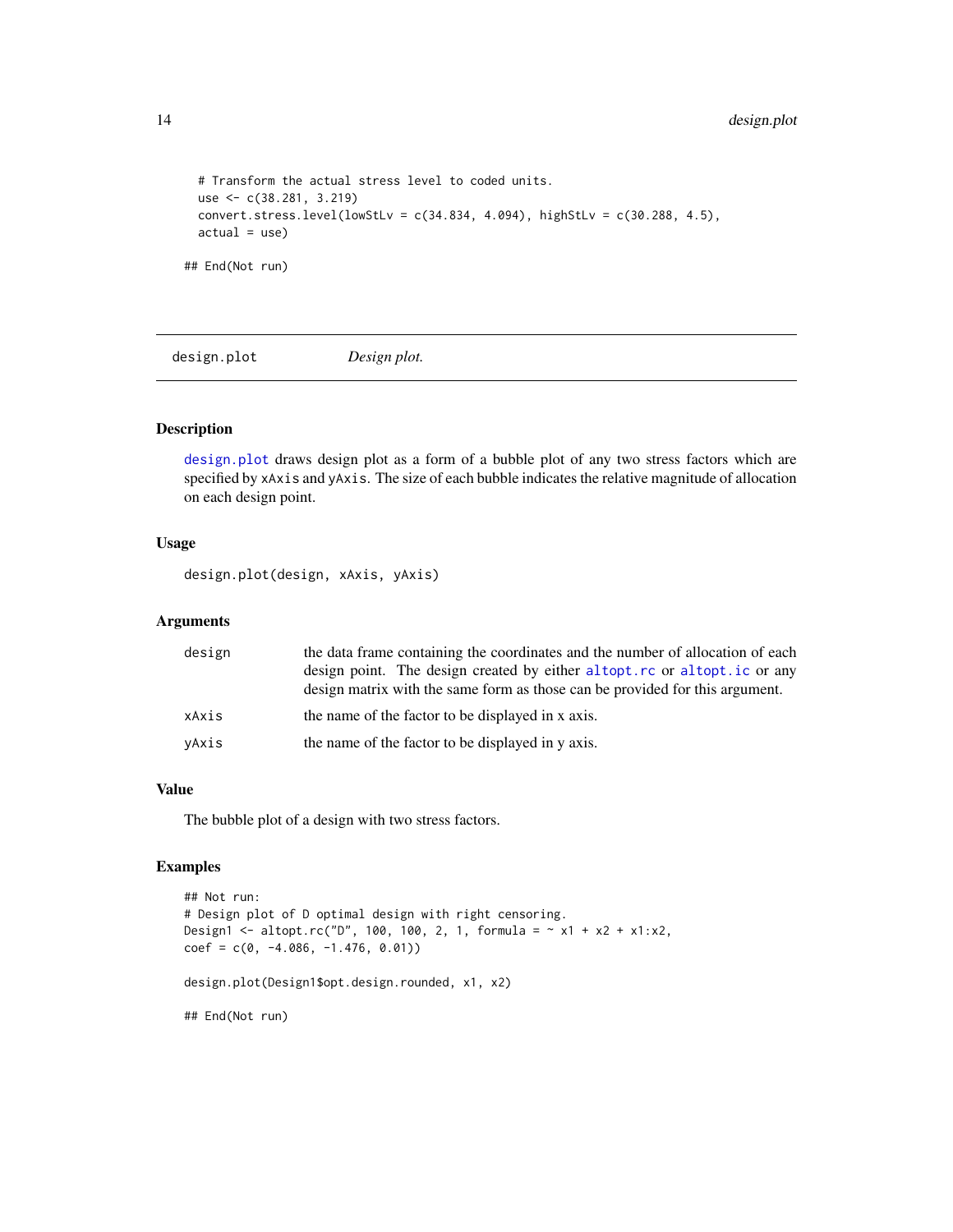```
  # Transform the actual stress level to coded units.
  use <- c(38.281, 3.219)
  convert.stress.level(lowStLv = c(34.834, 4.094), highStLv = c(30.288, 4.5),
  actual = use)

## End(Not run)
```

## design.plot    *Design plot.*

### Description

`design.plot` draws design plot as a form of a bubble plot of any two stress factors which are specified by `xAxis` and `yAxis`. The size of each bubble indicates the relative magnitude of allocation on each design point.

### Usage

```
design.plot(design, xAxis, yAxis)
```

### Arguments

| | |
|---|---|
| `design` | the data frame containing the coordinates and the number of allocation of each design point. The design created by either `altopt.rc` or `altopt.ic` or any design matrix with the same form as those can be provided for this argument. |
| `xAxis` | the name of the factor to be displayed in x axis. |
| `yAxis` | the name of the factor to be displayed in y axis. |

### Value

The bubble plot of a design with two stress factors.

### Examples

```
## Not run:
# Design plot of D optimal design with right censoring.
Design1 <- altopt.rc("D", 100, 100, 2, 1, formula = ~ x1 + x2 + x1:x2,
coef = c(0, -4.086, -1.476, 0.01))

design.plot(Design1$opt.design.rounded, x1, x2)

## End(Not run)
```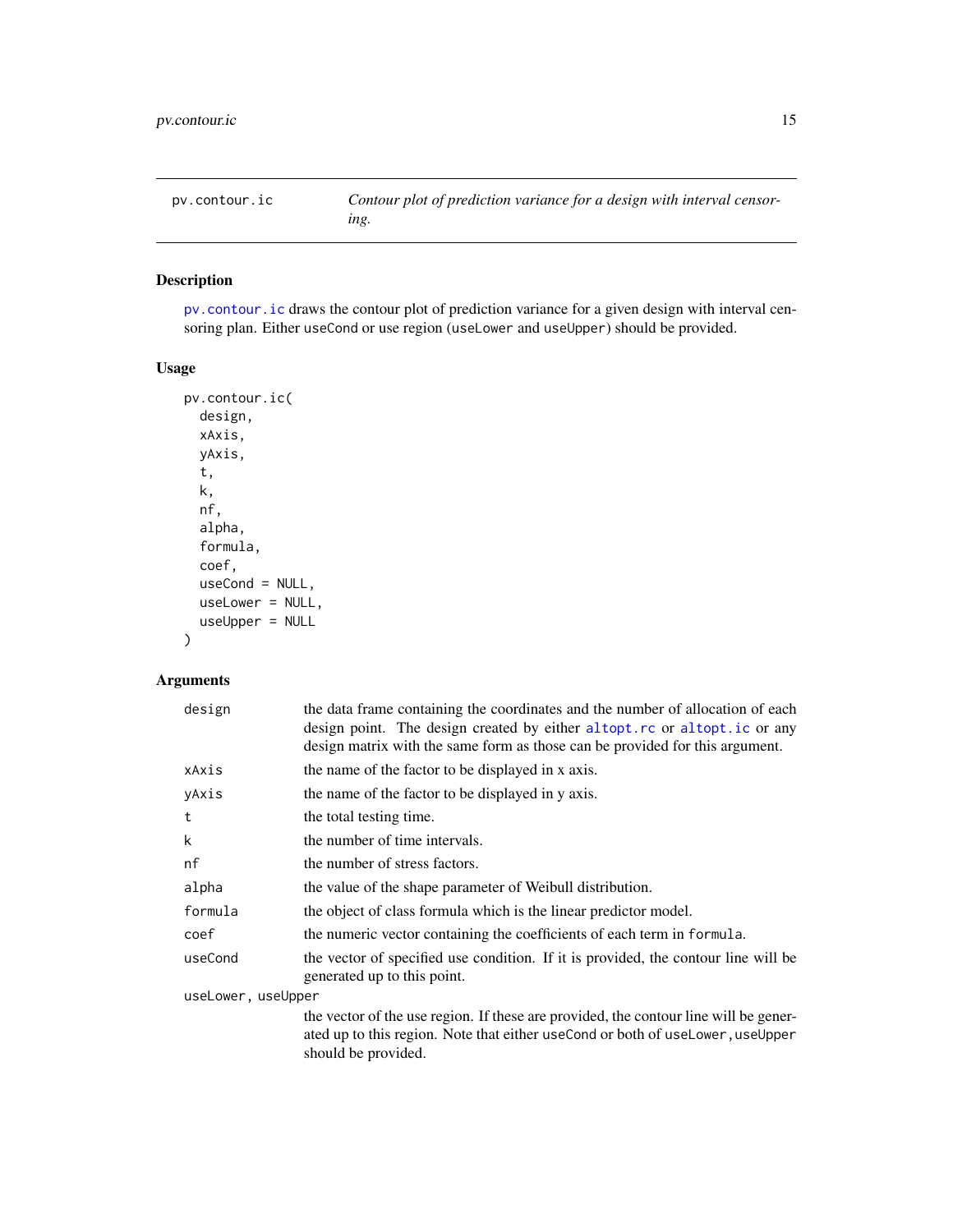`pv.contour.ic` *Contour plot of prediction variance for a design with interval censoring.*

## Description

`pv.contour.ic` draws the contour plot of prediction variance for a given design with interval censoring plan. Either `useCond` or use region (`useLower` and `useUpper`) should be provided.

## Usage

```
pv.contour.ic(
  design,
  xAxis,
  yAxis,
  t,
  k,
  nf,
  alpha,
  formula,
  coef,
  useCond = NULL,
  useLower = NULL,
  useUpper = NULL
)
```

## Arguments

| Argument | Description |
|---|---|
| `design` | the data frame containing the coordinates and the number of allocation of each design point. The design created by either `altopt.rc` or `altopt.ic` or any design matrix with the same form as those can be provided for this argument. |
| `xAxis` | the name of the factor to be displayed in x axis. |
| `yAxis` | the name of the factor to be displayed in y axis. |
| `t` | the total testing time. |
| `k` | the number of time intervals. |
| `nf` | the number of stress factors. |
| `alpha` | the value of the shape parameter of Weibull distribution. |
| `formula` | the object of class formula which is the linear predictor model. |
| `coef` | the numeric vector containing the coefficients of each term in `formula`. |
| `useCond` | the vector of specified use condition. If it is provided, the contour line will be generated up to this point. |
| `useLower, useUpper` | the vector of the use region. If these are provided, the contour line will be generated up to this region. Note that either `useCond` or both of `useLower,useUpper` should be provided. |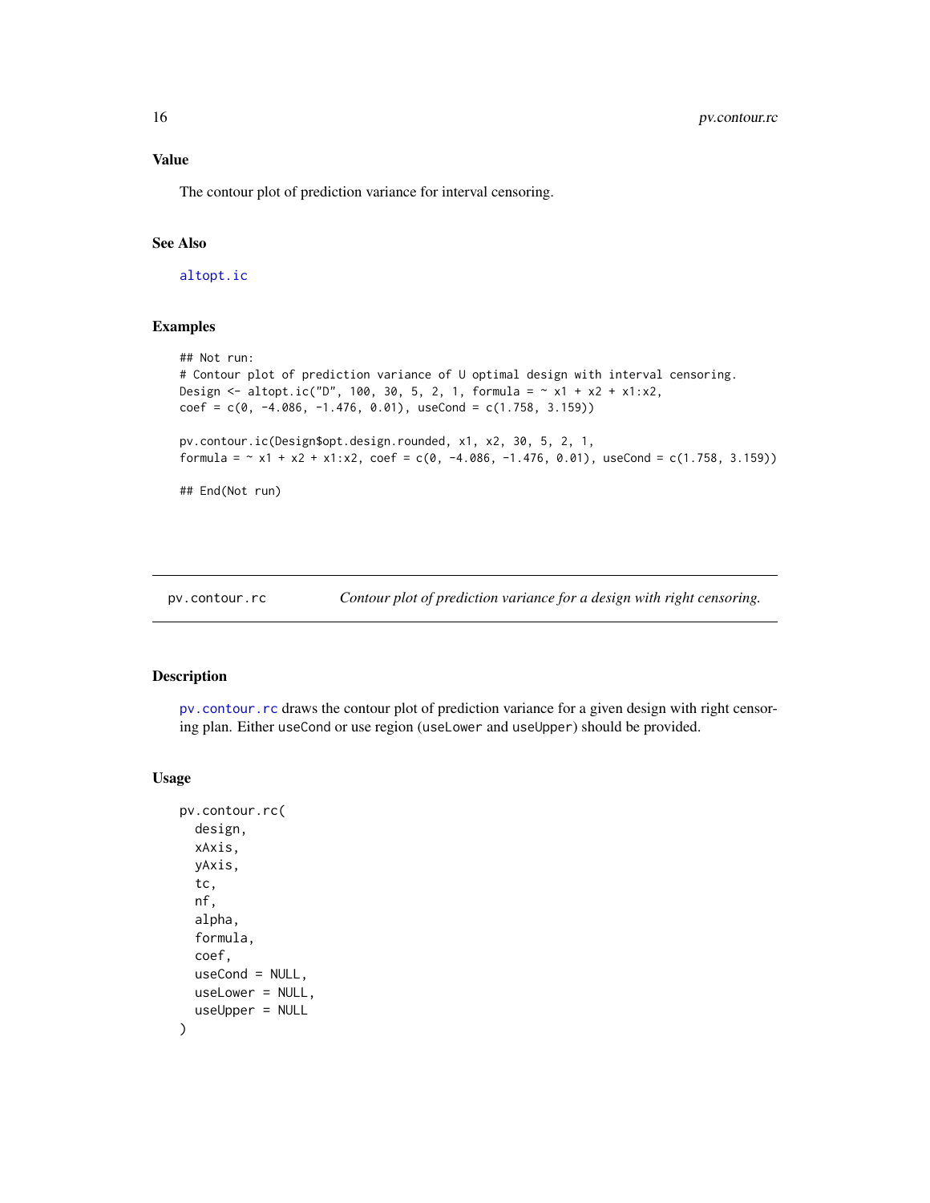### Value

The contour plot of prediction variance for interval censoring.

### See Also

altopt.ic

### Examples

```
## Not run:
# Contour plot of prediction variance of U optimal design with interval censoring.
Design <- altopt.ic("D", 100, 30, 5, 2, 1, formula = ~ x1 + x2 + x1:x2,
coef = c(0, -4.086, -1.476, 0.01), useCond = c(1.758, 3.159))

pv.contour.ic(Design$opt.design.rounded, x1, x2, 30, 5, 2, 1,
formula = ~ x1 + x2 + x1:x2, coef = c(0, -4.086, -1.476, 0.01), useCond = c(1.758, 3.159))

## End(Not run)
```

---

## pv.contour.rc    *Contour plot of prediction variance for a design with right censoring.*

---

### Description

pv.contour.rc draws the contour plot of prediction variance for a given design with right censoring plan. Either useCond or use region (useLower and useUpper) should be provided.

### Usage

```
pv.contour.rc(
  design,
  xAxis,
  yAxis,
  tc,
  nf,
  alpha,
  formula,
  coef,
  useCond = NULL,
  useLower = NULL,
  useUpper = NULL
)
```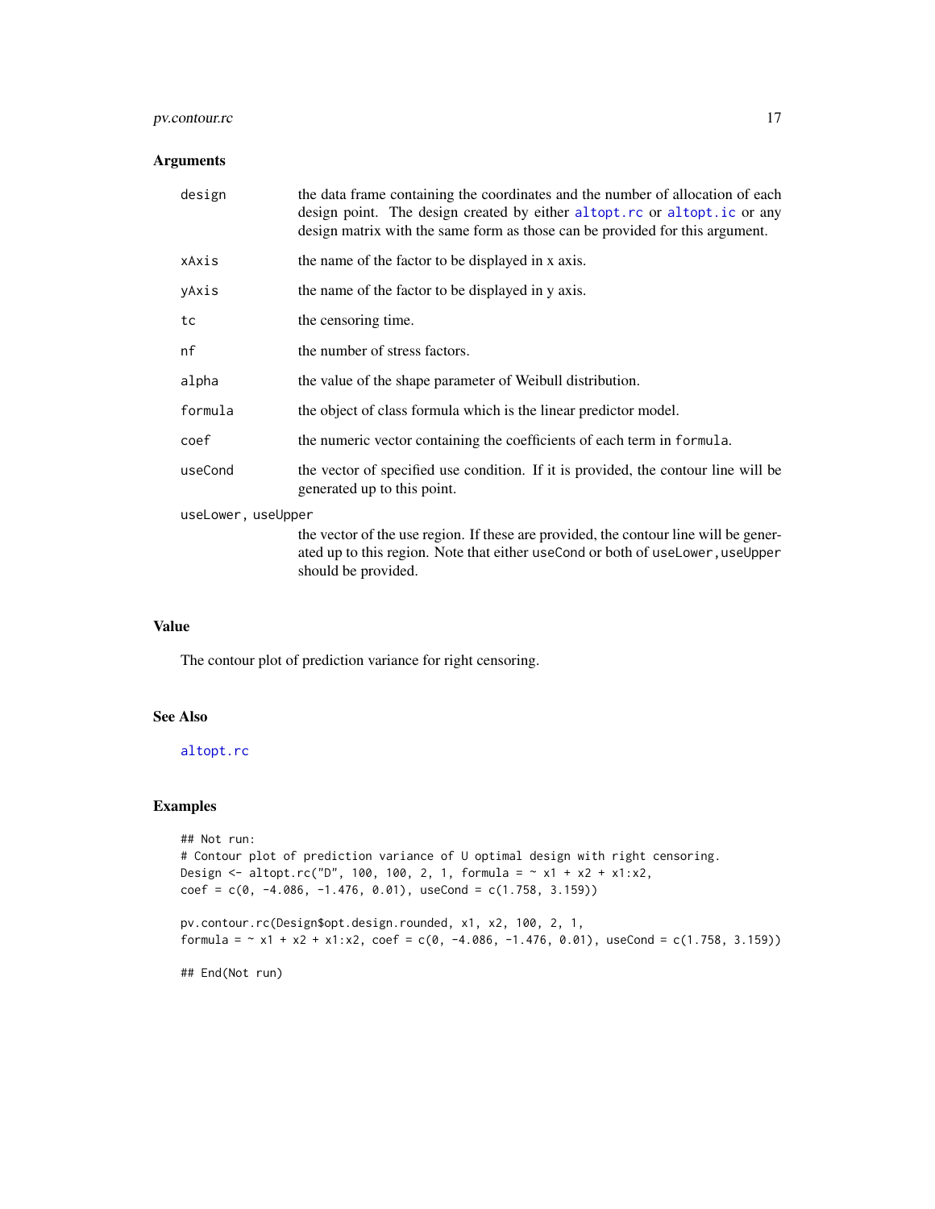## Arguments

| | |
|---|---|
| `design` | the data frame containing the coordinates and the number of allocation of each design point. The design created by either `altopt.rc` or `altopt.ic` or any design matrix with the same form as those can be provided for this argument. |
| `xAxis` | the name of the factor to be displayed in x axis. |
| `yAxis` | the name of the factor to be displayed in y axis. |
| `tc` | the censoring time. |
| `nf` | the number of stress factors. |
| `alpha` | the value of the shape parameter of Weibull distribution. |
| `formula` | the object of class formula which is the linear predictor model. |
| `coef` | the numeric vector containing the coefficients of each term in `formula`. |
| `useCond` | the vector of specified use condition. If it is provided, the contour line will be generated up to this point. |
| `useLower, useUpper` | the vector of the use region. If these are provided, the contour line will be generated up to this region. Note that either `useCond` or both of `useLower,useUpper` should be provided. |

## Value

The contour plot of prediction variance for right censoring.

## See Also

`altopt.rc`

## Examples

```
## Not run:
# Contour plot of prediction variance of U optimal design with right censoring.
Design <- altopt.rc("D", 100, 100, 2, 1, formula = ~ x1 + x2 + x1:x2,
coef = c(0, -4.086, -1.476, 0.01), useCond = c(1.758, 3.159))

pv.contour.rc(Design$opt.design.rounded, x1, x2, 100, 2, 1,
formula = ~ x1 + x2 + x1:x2, coef = c(0, -4.086, -1.476, 0.01), useCond = c(1.758, 3.159))

## End(Not run)
```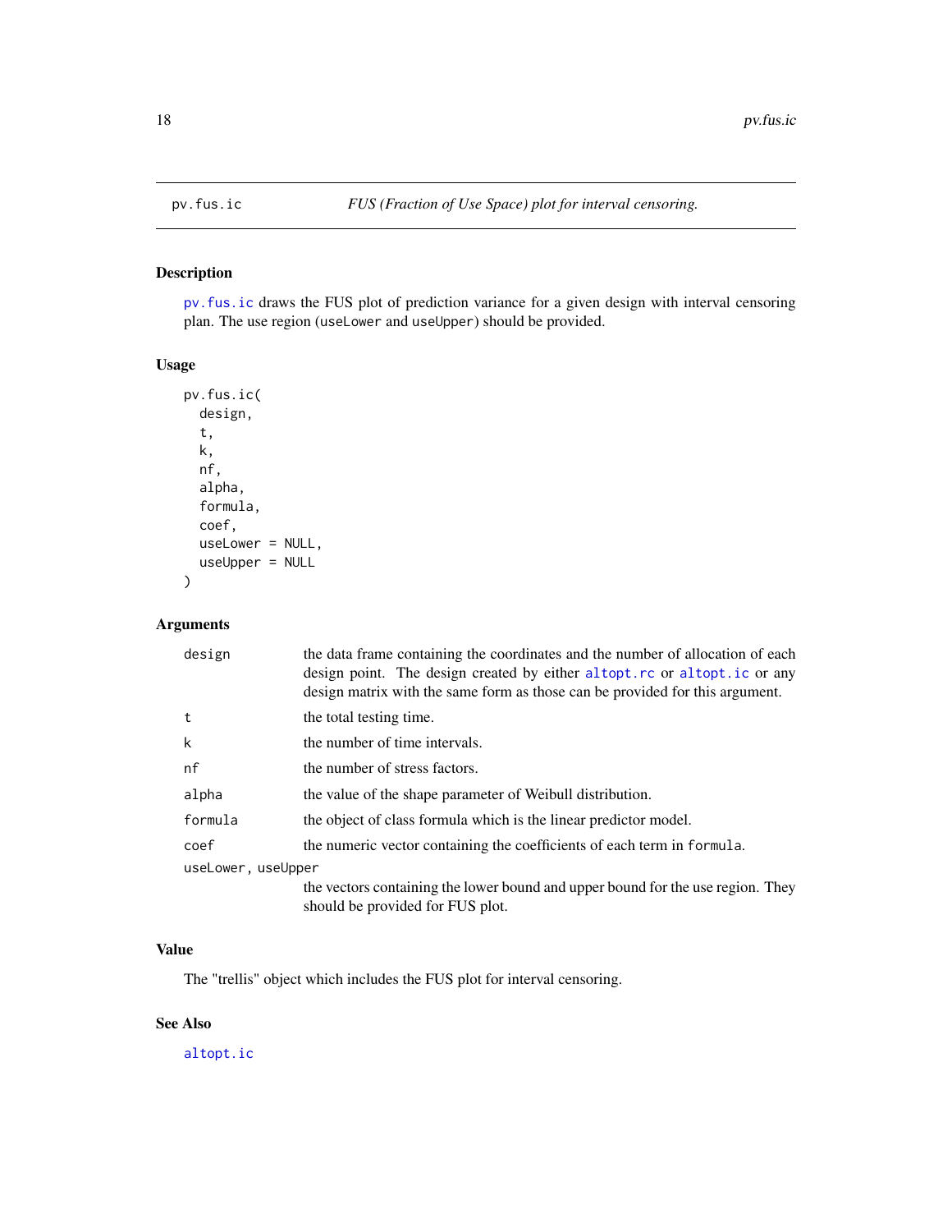# pv.fus.ic — *FUS (Fraction of Use Space) plot for interval censoring.*

## Description

pv.fus.ic draws the FUS plot of prediction variance for a given design with interval censoring plan. The use region (useLower and useUpper) should be provided.

## Usage

```
pv.fus.ic(
  design,
  t,
  k,
  nf,
  alpha,
  formula,
  coef,
  useLower = NULL,
  useUpper = NULL
)
```

## Arguments

| Argument | Description |
|---|---|
| design | the data frame containing the coordinates and the number of allocation of each design point. The design created by either altopt.rc or altopt.ic or any design matrix with the same form as those can be provided for this argument. |
| t | the total testing time. |
| k | the number of time intervals. |
| nf | the number of stress factors. |
| alpha | the value of the shape parameter of Weibull distribution. |
| formula | the object of class formula which is the linear predictor model. |
| coef | the numeric vector containing the coefficients of each term in formula. |
| useLower, useUpper | the vectors containing the lower bound and upper bound for the use region. They should be provided for FUS plot. |

## Value

The "trellis" object which includes the FUS plot for interval censoring.

## See Also

altopt.ic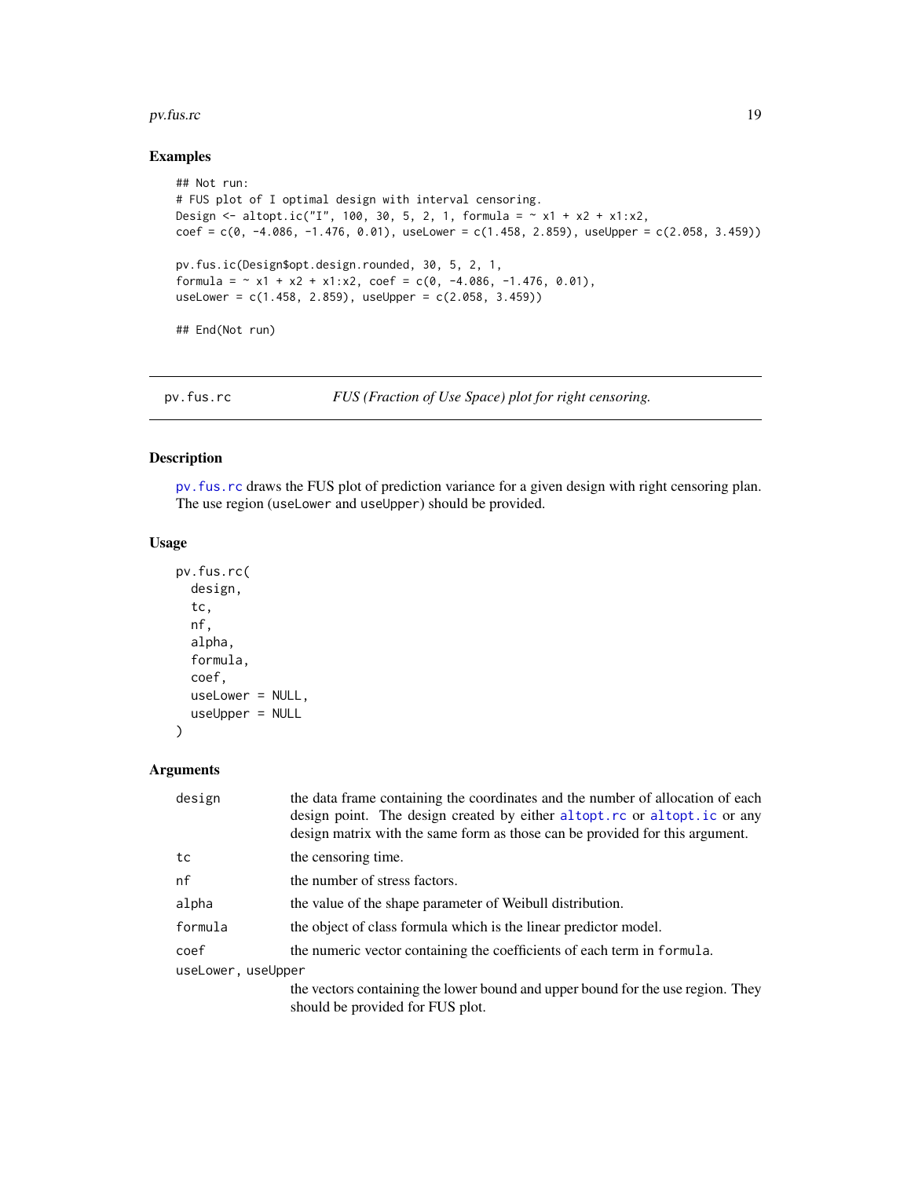### Examples

```
## Not run:
# FUS plot of I optimal design with interval censoring.
Design <- altopt.ic("I", 100, 30, 5, 2, 1, formula = ~ x1 + x2 + x1:x2,
coef = c(0, -4.086, -1.476, 0.01), useLower = c(1.458, 2.859), useUpper = c(2.058, 3.459))

pv.fus.ic(Design$opt.design.rounded, 30, 5, 2, 1,
formula = ~ x1 + x2 + x1:x2, coef = c(0, -4.086, -1.476, 0.01),
useLower = c(1.458, 2.859), useUpper = c(2.058, 3.459))

## End(Not run)
```

---

## pv.fus.rc — *FUS (Fraction of Use Space) plot for right censoring.*

---

### Description

pv.fus.rc draws the FUS plot of prediction variance for a given design with right censoring plan. The use region (useLower and useUpper) should be provided.

### Usage

```
pv.fus.rc(
  design,
  tc,
  nf,
  alpha,
  formula,
  coef,
  useLower = NULL,
  useUpper = NULL
)
```

### Arguments

| Argument | Description |
|---|---|
| design | the data frame containing the coordinates and the number of allocation of each design point. The design created by either altopt.rc or altopt.ic or any design matrix with the same form as those can be provided for this argument. |
| tc | the censoring time. |
| nf | the number of stress factors. |
| alpha | the value of the shape parameter of Weibull distribution. |
| formula | the object of class formula which is the linear predictor model. |
| coef | the numeric vector containing the coefficients of each term in formula. |
| useLower, useUpper | the vectors containing the lower bound and upper bound for the use region. They should be provided for FUS plot. |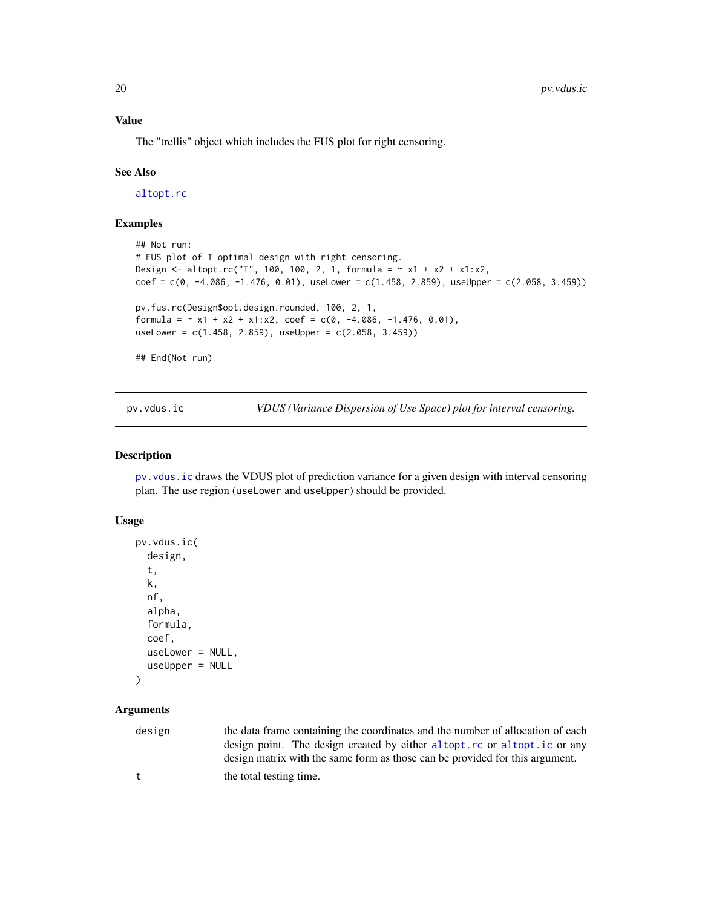## Value

The "trellis" object which includes the FUS plot for right censoring.

## See Also

altopt.rc

## Examples

```
## Not run:
# FUS plot of I optimal design with right censoring.
Design <- altopt.rc("I", 100, 100, 2, 1, formula = ~ x1 + x2 + x1:x2,
coef = c(0, -4.086, -1.476, 0.01), useLower = c(1.458, 2.859), useUpper = c(2.058, 3.459))

pv.fus.rc(Design$opt.design.rounded, 100, 2, 1,
formula = ~ x1 + x2 + x1:x2, coef = c(0, -4.086, -1.476, 0.01),
useLower = c(1.458, 2.859), useUpper = c(2.058, 3.459))

## End(Not run)
```

---

# pv.vdus.ic — *VDUS (Variance Dispersion of Use Space) plot for interval censoring.*

## Description

pv.vdus.ic draws the VDUS plot of prediction variance for a given design with interval censoring plan. The use region (useLower and useUpper) should be provided.

## Usage

```
pv.vdus.ic(
  design,
  t,
  k,
  nf,
  alpha,
  formula,
  coef,
  useLower = NULL,
  useUpper = NULL
)
```

## Arguments

| | |
|---|---|
| design | the data frame containing the coordinates and the number of allocation of each design point. The design created by either altopt.rc or altopt.ic or any design matrix with the same form as those can be provided for this argument. |
| t | the total testing time. |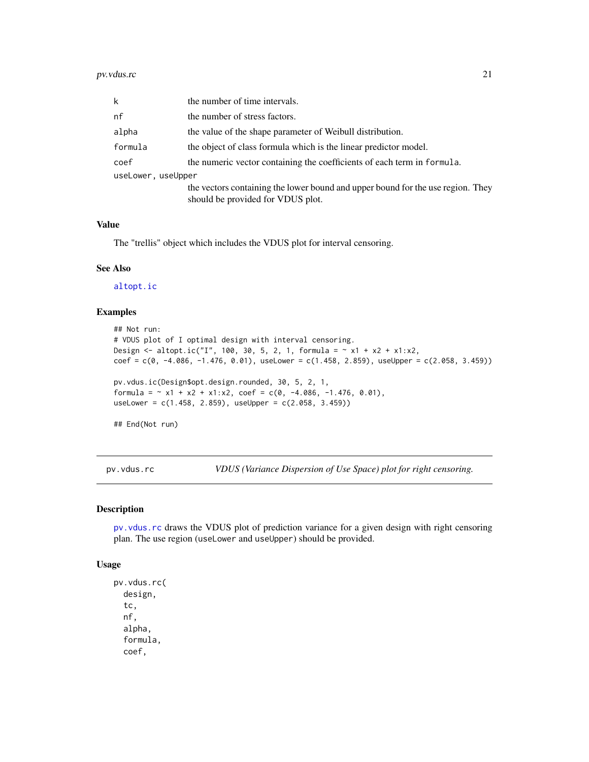| | |
|---|---|
| k | the number of time intervals. |
| nf | the number of stress factors. |
| alpha | the value of the shape parameter of Weibull distribution. |
| formula | the object of class formula which is the linear predictor model. |
| coef | the numeric vector containing the coefficients of each term in formula. |
| useLower, useUpper | the vectors containing the lower bound and upper bound for the use region. They should be provided for VDUS plot. |

### Value

The "trellis" object which includes the VDUS plot for interval censoring.

### See Also

altopt.ic

### Examples

```
## Not run:
# VDUS plot of I optimal design with interval censoring.
Design <- altopt.ic("I", 100, 30, 5, 2, 1, formula = ~ x1 + x2 + x1:x2,
coef = c(0, -4.086, -1.476, 0.01), useLower = c(1.458, 2.859), useUpper = c(2.058, 3.459))

pv.vdus.ic(Design$opt.design.rounded, 30, 5, 2, 1,
formula = ~ x1 + x2 + x1:x2, coef = c(0, -4.086, -1.476, 0.01),
useLower = c(1.458, 2.859), useUpper = c(2.058, 3.459))

## End(Not run)
```

---

## pv.vdus.rc — *VDUS (Variance Dispersion of Use Space) plot for right censoring.*

### Description

pv.vdus.rc draws the VDUS plot of prediction variance for a given design with right censoring plan. The use region (useLower and useUpper) should be provided.

### Usage

```
pv.vdus.rc(
  design,
  tc,
  nf,
  alpha,
  formula,
  coef,
```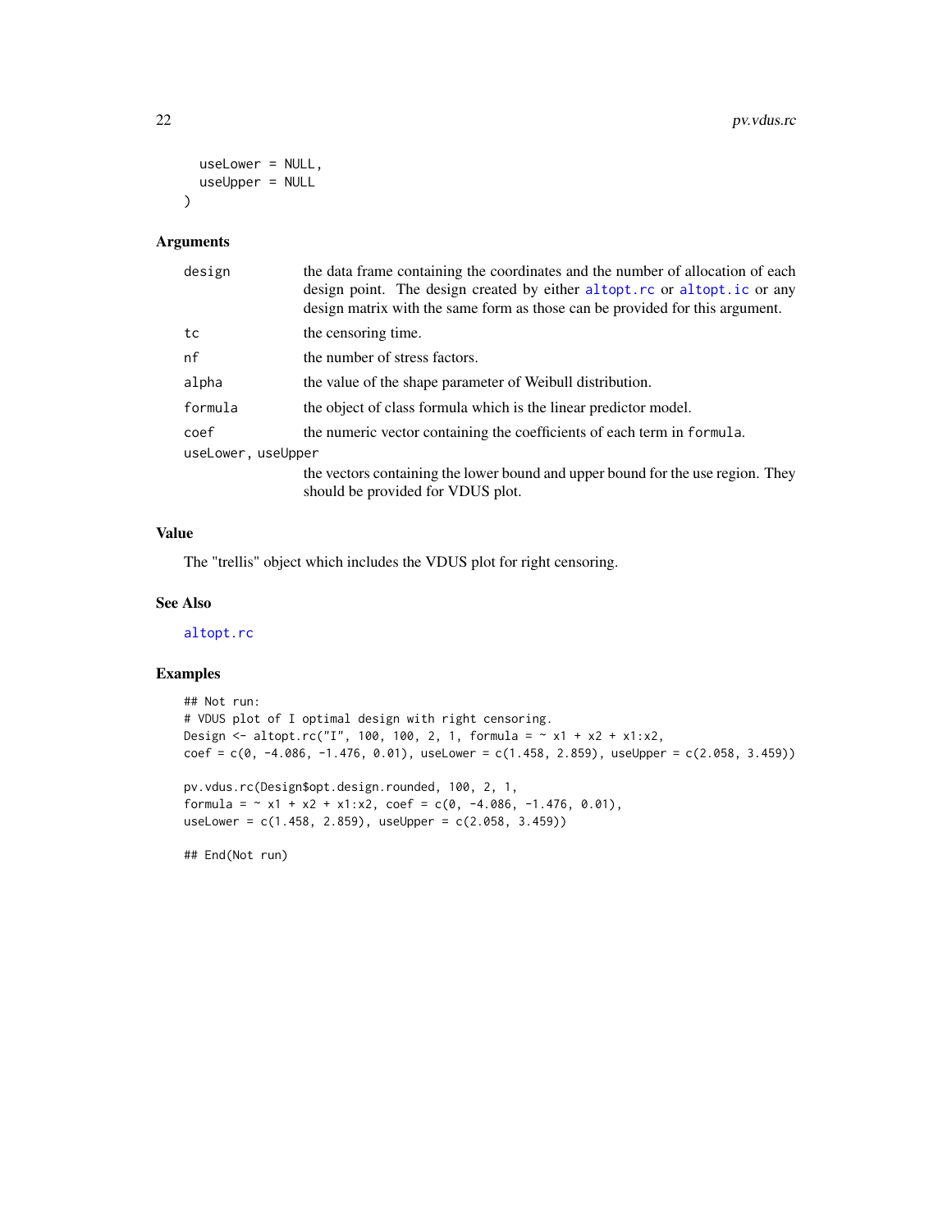```
  useLower = NULL,
  useUpper = NULL
)
```

### Arguments

| | |
|---|---|
| design | the data frame containing the coordinates and the number of allocation of each design point. The design created by either altopt.rc or altopt.ic or any design matrix with the same form as those can be provided for this argument. |
| tc | the censoring time. |
| nf | the number of stress factors. |
| alpha | the value of the shape parameter of Weibull distribution. |
| formula | the object of class formula which is the linear predictor model. |
| coef | the numeric vector containing the coefficients of each term in formula. |
| useLower, useUpper | the vectors containing the lower bound and upper bound for the use region. They should be provided for VDUS plot. |

### Value

The "trellis" object which includes the VDUS plot for right censoring.

### See Also

altopt.rc

### Examples

```
## Not run:
# VDUS plot of I optimal design with right censoring.
Design <- altopt.rc("I", 100, 100, 2, 1, formula = ~ x1 + x2 + x1:x2,
coef = c(0, -4.086, -1.476, 0.01), useLower = c(1.458, 2.859), useUpper = c(2.058, 3.459))

pv.vdus.rc(Design$opt.design.rounded, 100, 2, 1,
formula = ~ x1 + x2 + x1:x2, coef = c(0, -4.086, -1.476, 0.01),
useLower = c(1.458, 2.859), useUpper = c(2.058, 3.459))

## End(Not run)
```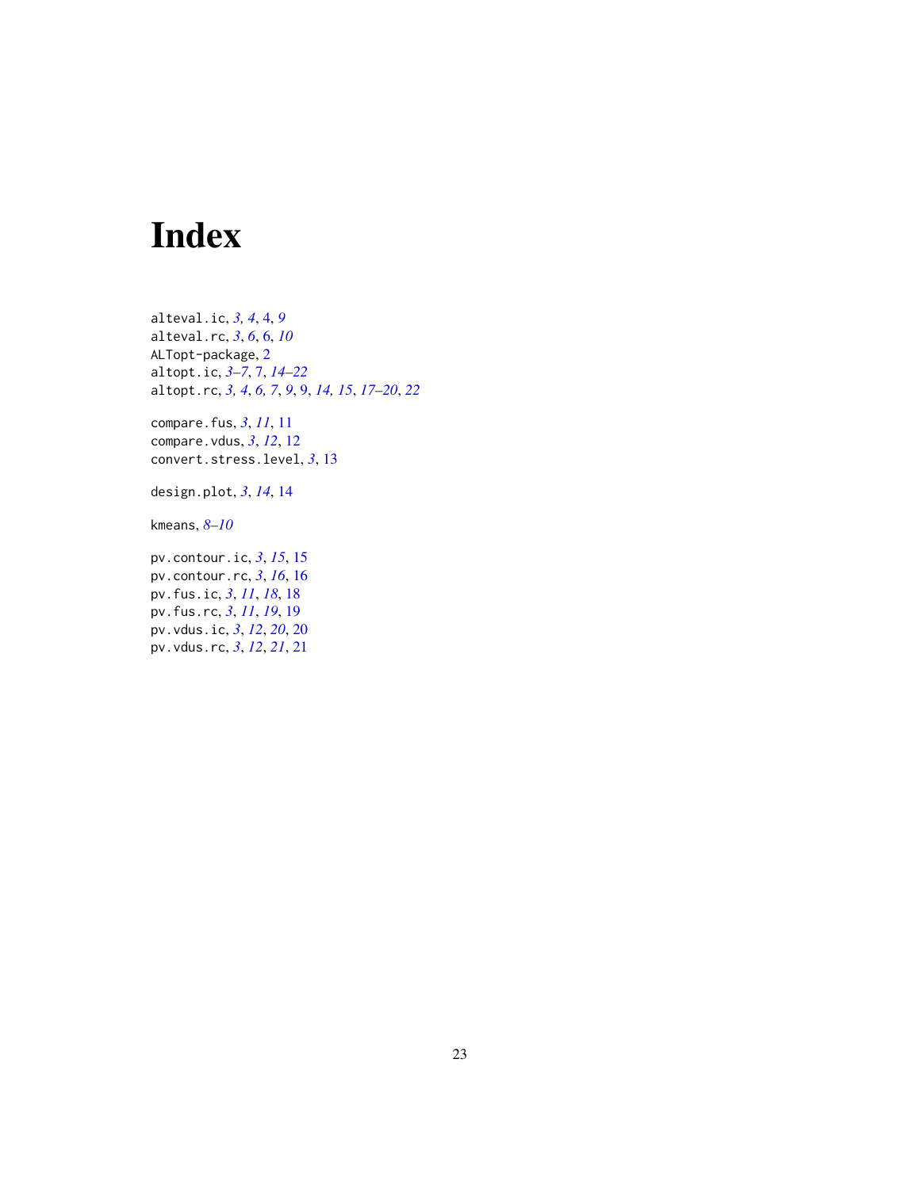# Index

alteval.ic, *3, 4*, 4, *9*
alteval.rc, *3*, *6*, 6, *10*
ALTopt-package, 2
altopt.ic, *3–7*, 7, *14–22*
altopt.rc, *3, 4*, *6, 7*, *9*, 9, *14, 15*, *17–20*, *22*

compare.fus, *3*, *11*, 11
compare.vdus, *3*, *12*, 12
convert.stress.level, *3*, 13

design.plot, *3*, *14*, 14

kmeans, *8–10*

pv.contour.ic, *3*, *15*, 15
pv.contour.rc, *3*, *16*, 16
pv.fus.ic, *3*, *11*, *18*, 18
pv.fus.rc, *3*, *11*, *19*, 19
pv.vdus.ic, *3*, *12*, *20*, 20
pv.vdus.rc, *3*, *12*, *21*, 21